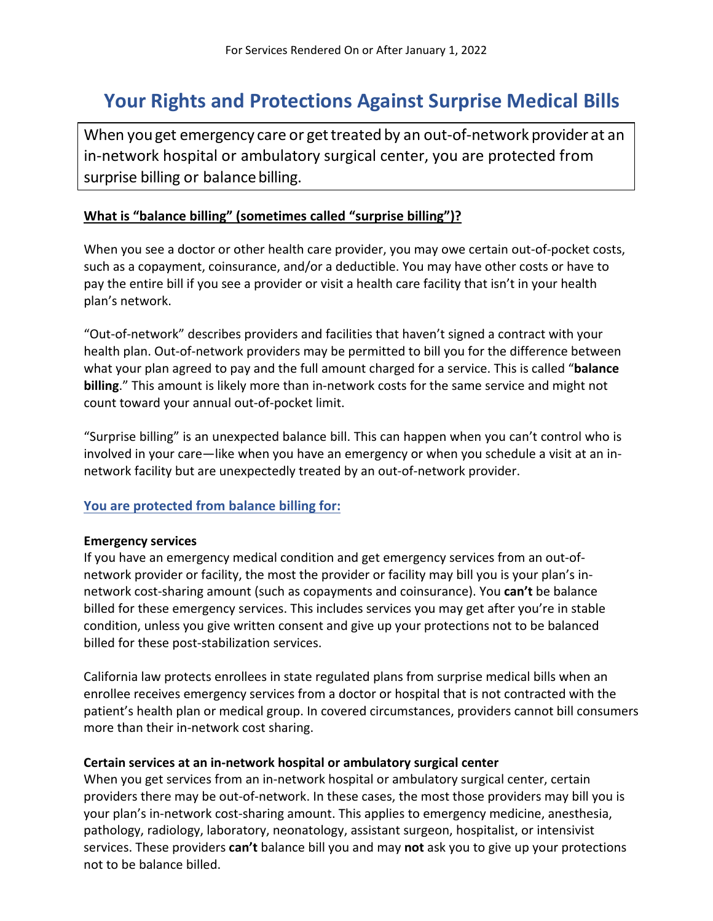For Services Rendered On or After January 1, 2022

# Your Rights and Protections Against Surprise Medical Bills

When you get emergency care or get treated by an out-of-network provider at an in-network hospital or ambulatory surgical center, you are protected from surprise billing or balance billing.

## What is "balance billing" (sometimes called "surprise billing")?

When you see a doctor or other health care provider, you may owe certain out-of-pocket costs, such as a copayment, coinsurance, and/or a deductible. You may have other costs or have to pay the entire bill if you see a provider or visit a health care facility that isn't in your health plan's network.

"Out-of-network" describes providers and facilities that haven't signed a contract with your health plan. Out-of-network providers may be permitted to bill you for the difference between what your plan agreed to pay and the full amount charged for a service. This is called "**balance billing**." This amount is likely more than in-network costs for the same service and might not count toward your annual out-of-pocket limit.

"Surprise billing" is an unexpected balance bill. This can happen when you can't control who is involved in your care—like when you have an emergency or when you schedule a visit at an in-network facility but are unexpectedly treated by an out-of-network provider.

## You are protected from balance billing for:

### Emergency services

If you have an emergency medical condition and get emergency services from an out-of-network provider or facility, the most the provider or facility may bill you is your plan's in-network cost-sharing amount (such as copayments and coinsurance). You **can't** be balance billed for these emergency services. This includes services you may get after you're in stable condition, unless you give written consent and give up your protections not to be balanced billed for these post-stabilization services.

California law protects enrollees in state regulated plans from surprise medical bills when an enrollee receives emergency services from a doctor or hospital that is not contracted with the patient's health plan or medical group. In covered circumstances, providers cannot bill consumers more than their in-network cost sharing.

### Certain services at an in-network hospital or ambulatory surgical center

When you get services from an in-network hospital or ambulatory surgical center, certain providers there may be out-of-network. In these cases, the most those providers may bill you is your plan's in-network cost-sharing amount. This applies to emergency medicine, anesthesia, pathology, radiology, laboratory, neonatology, assistant surgeon, hospitalist, or intensivist services. These providers **can't** balance bill you and may **not** ask you to give up your protections not to be balance billed.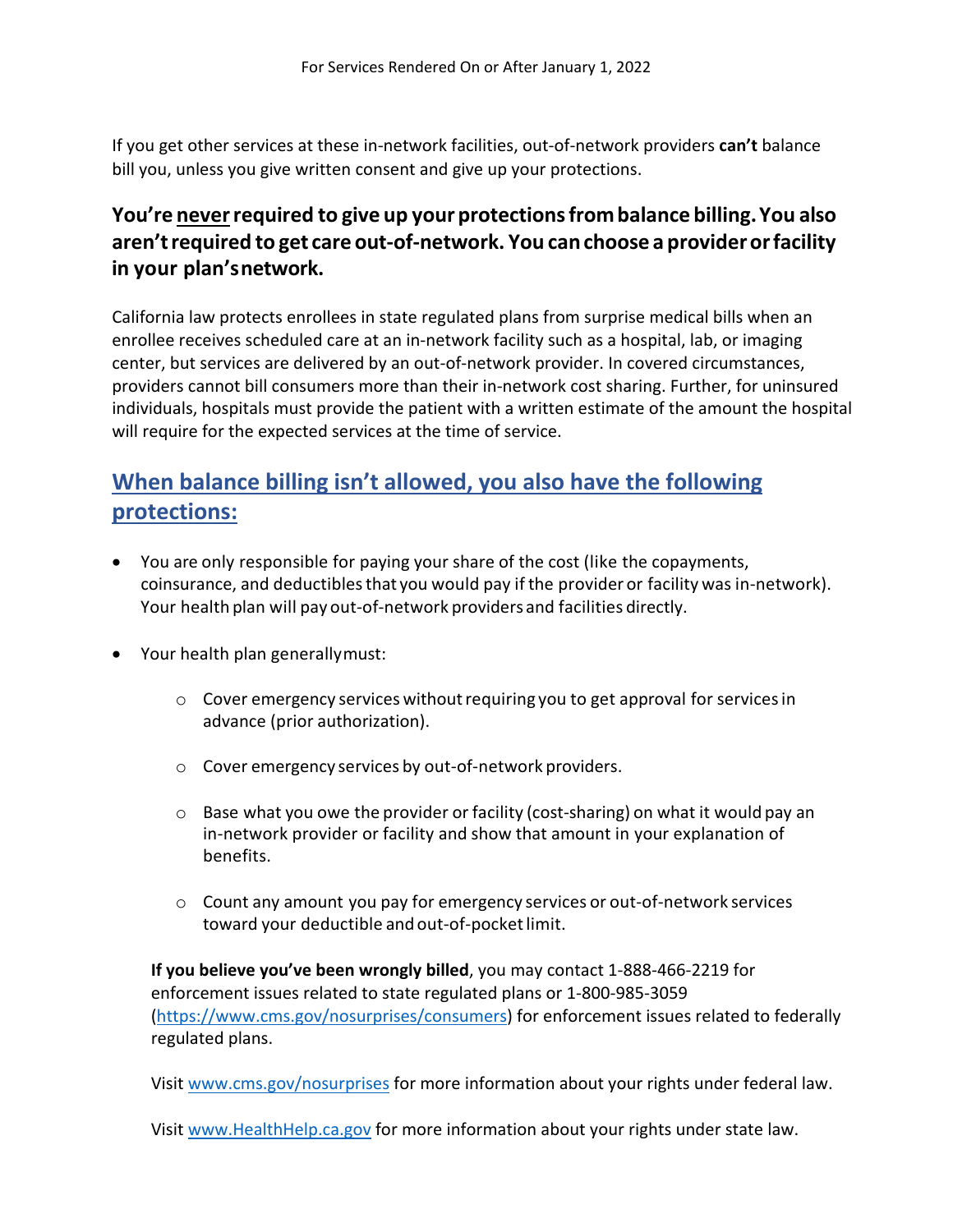If you get other services at these in-network facilities, out-of-network providers **can't** balance bill you, unless you give written consent and give up your protections.

## You're <u>never</u> required to give up your protections from balance billing. You also aren't required to get care out-of-network. You can choose a provider or facility in your plan's network.

California law protects enrollees in state regulated plans from surprise medical bills when an enrollee receives scheduled care at an in-network facility such as a hospital, lab, or imaging center, but services are delivered by an out-of-network provider. In covered circumstances, providers cannot bill consumers more than their in-network cost sharing. Further, for uninsured individuals, hospitals must provide the patient with a written estimate of the amount the hospital will require for the expected services at the time of service.

## When balance billing isn't allowed, you also have the following protections:

- You are only responsible for paying your share of the cost (like the copayments, coinsurance, and deductibles that you would pay if the provider or facility was in-network). Your health plan will pay out-of-network providers and facilities directly.
- Your health plan generally must:
  - Cover emergency services without requiring you to get approval for services in advance (prior authorization).
  - Cover emergency services by out-of-network providers.
  - Base what you owe the provider or facility (cost-sharing) on what it would pay an in-network provider or facility and show that amount in your explanation of benefits.
  - Count any amount you pay for emergency services or out-of-network services toward your deductible and out-of-pocket limit.

**If you believe you've been wrongly billed**, you may contact 1-888-466-2219 for enforcement issues related to state regulated plans or 1-800-985-3059 ([https://www.cms.gov/nosurprises/consumers](https://www.cms.gov/nosurprises/consumers)) for enforcement issues related to federally regulated plans.

Visit [www.cms.gov/nosurprises](http://www.cms.gov/nosurprises) for more information about your rights under federal law.

Visit [www.HealthHelp.ca.gov](http://www.HealthHelp.ca.gov) for more information about your rights under state law.